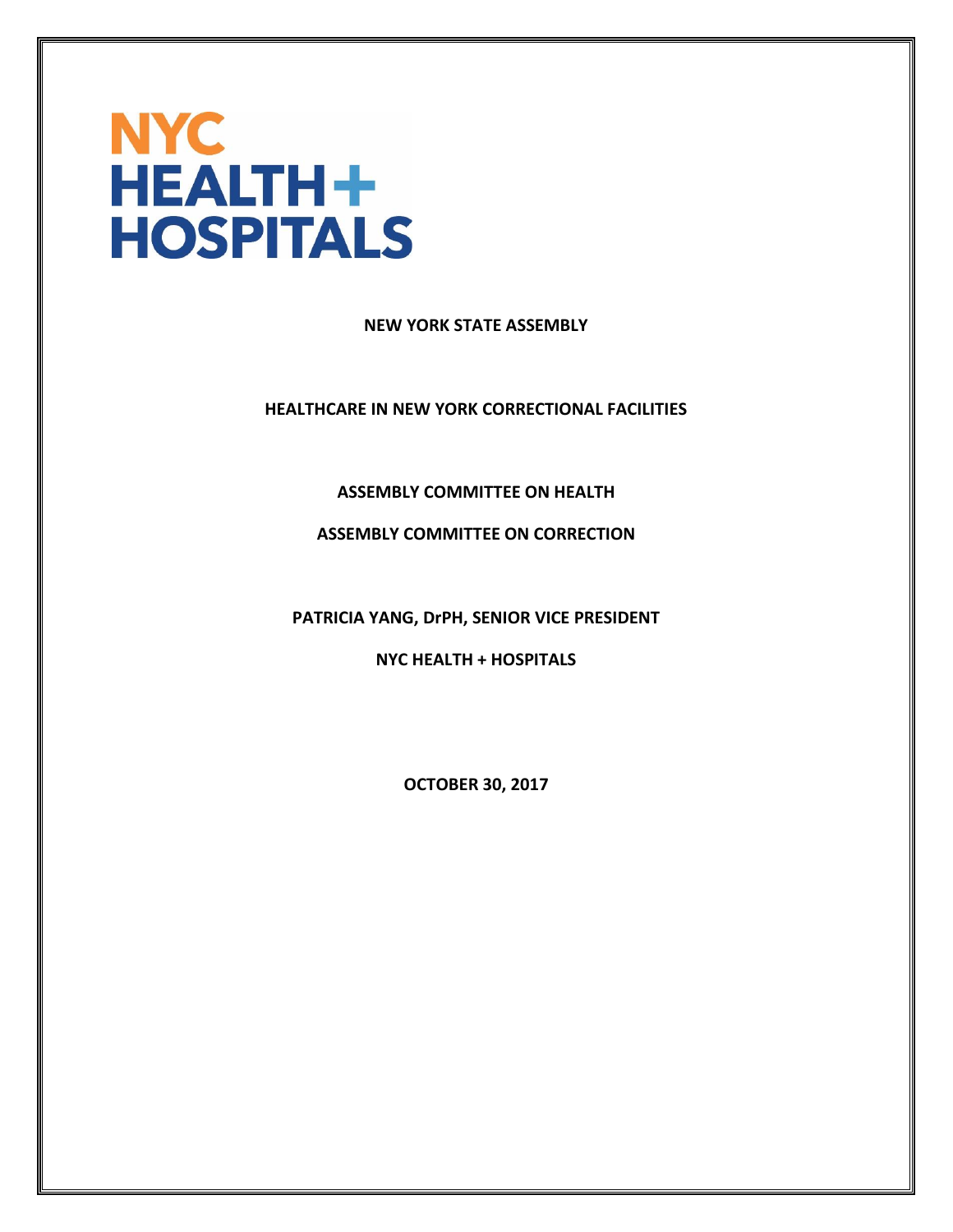NYC HEALTH + HOSPITALS

**NEW YORK STATE ASSEMBLY**

**HEALTHCARE IN NEW YORK CORRECTIONAL FACILITIES**

**ASSEMBLY COMMITTEE ON HEALTH**

**ASSEMBLY COMMITTEE ON CORRECTION**

**PATRICIA YANG, DrPH, SENIOR VICE PRESIDENT**

**NYC HEALTH + HOSPITALS**

**OCTOBER 30, 2017**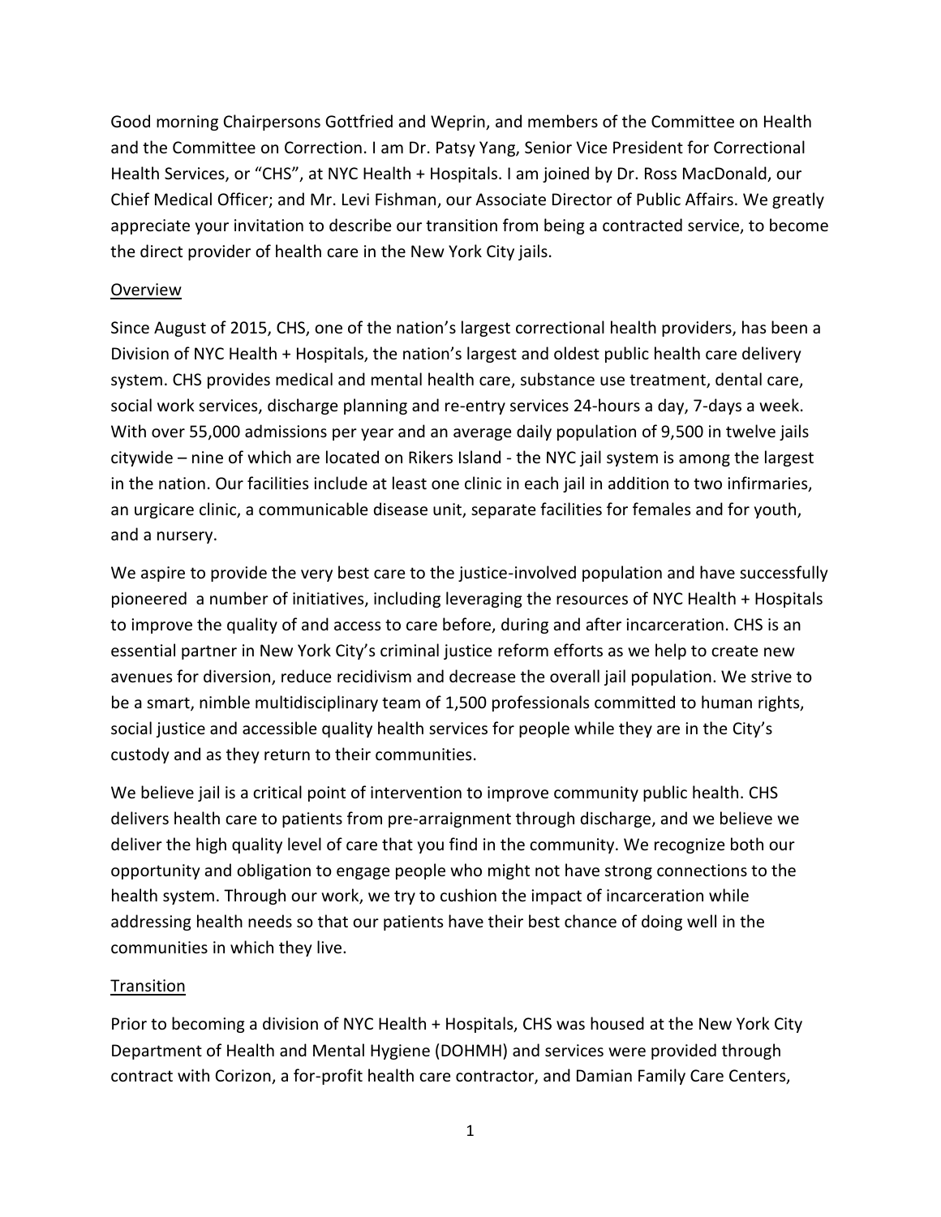Good morning Chairpersons Gottfried and Weprin, and members of the Committee on Health and the Committee on Correction. I am Dr. Patsy Yang, Senior Vice President for Correctional Health Services, or "CHS", at NYC Health + Hospitals. I am joined by Dr. Ross MacDonald, our Chief Medical Officer; and Mr. Levi Fishman, our Associate Director of Public Affairs. We greatly appreciate your invitation to describe our transition from being a contracted service, to become the direct provider of health care in the New York City jails.

## Overview

Since August of 2015, CHS, one of the nation's largest correctional health providers, has been a Division of NYC Health + Hospitals, the nation's largest and oldest public health care delivery system. CHS provides medical and mental health care, substance use treatment, dental care, social work services, discharge planning and re-entry services 24-hours a day, 7-days a week. With over 55,000 admissions per year and an average daily population of 9,500 in twelve jails citywide – nine of which are located on Rikers Island - the NYC jail system is among the largest in the nation. Our facilities include at least one clinic in each jail in addition to two infirmaries, an urgicare clinic, a communicable disease unit, separate facilities for females and for youth, and a nursery.

We aspire to provide the very best care to the justice-involved population and have successfully pioneered a number of initiatives, including leveraging the resources of NYC Health + Hospitals to improve the quality of and access to care before, during and after incarceration. CHS is an essential partner in New York City's criminal justice reform efforts as we help to create new avenues for diversion, reduce recidivism and decrease the overall jail population. We strive to be a smart, nimble multidisciplinary team of 1,500 professionals committed to human rights, social justice and accessible quality health services for people while they are in the City's custody and as they return to their communities.

We believe jail is a critical point of intervention to improve community public health. CHS delivers health care to patients from pre-arraignment through discharge, and we believe we deliver the high quality level of care that you find in the community. We recognize both our opportunity and obligation to engage people who might not have strong connections to the health system. Through our work, we try to cushion the impact of incarceration while addressing health needs so that our patients have their best chance of doing well in the communities in which they live.

## Transition

Prior to becoming a division of NYC Health + Hospitals, CHS was housed at the New York City Department of Health and Mental Hygiene (DOHMH) and services were provided through contract with Corizon, a for-profit health care contractor, and Damian Family Care Centers,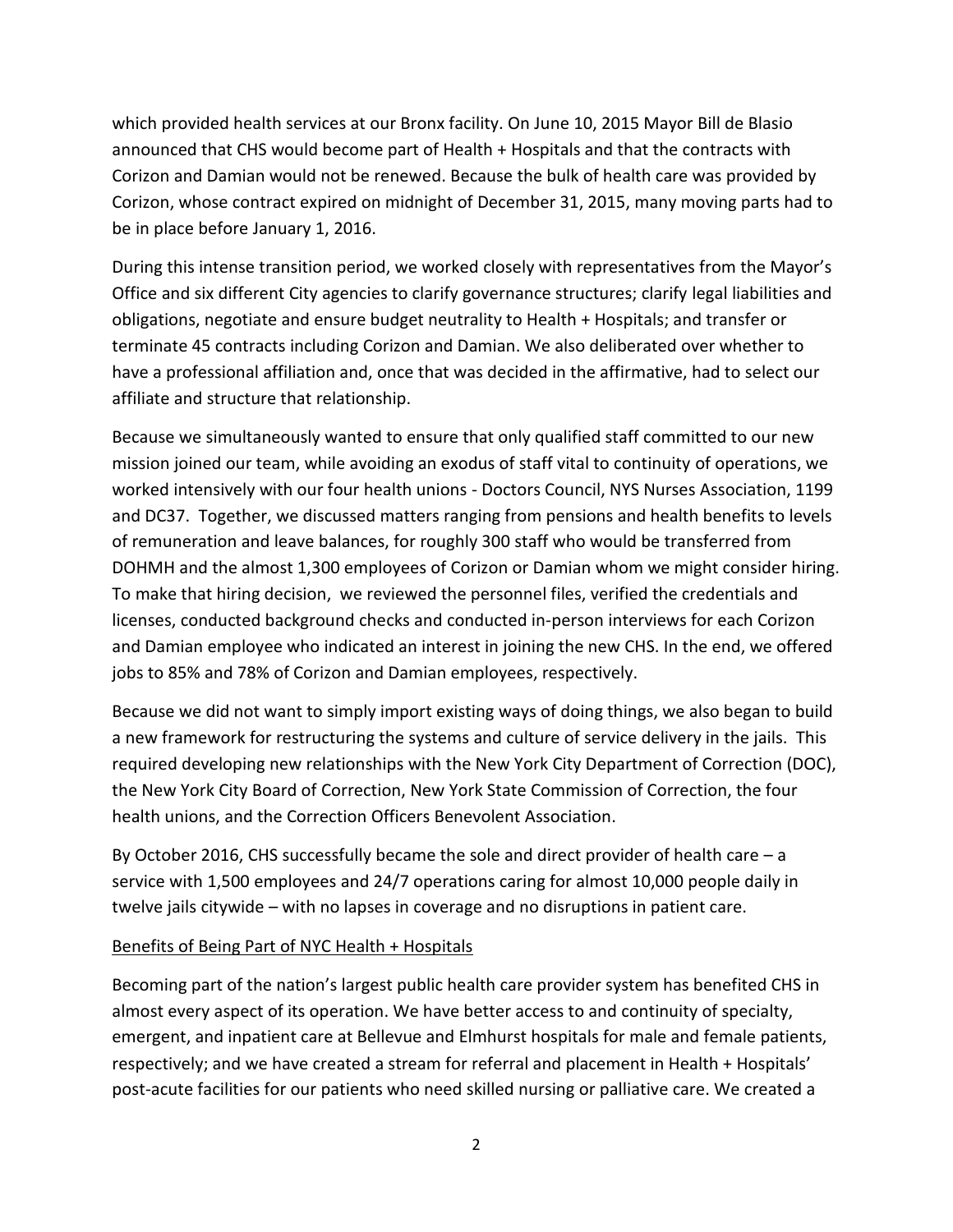which provided health services at our Bronx facility. On June 10, 2015 Mayor Bill de Blasio announced that CHS would become part of Health + Hospitals and that the contracts with Corizon and Damian would not be renewed. Because the bulk of health care was provided by Corizon, whose contract expired on midnight of December 31, 2015, many moving parts had to be in place before January 1, 2016.

During this intense transition period, we worked closely with representatives from the Mayor's Office and six different City agencies to clarify governance structures; clarify legal liabilities and obligations, negotiate and ensure budget neutrality to Health + Hospitals; and transfer or terminate 45 contracts including Corizon and Damian. We also deliberated over whether to have a professional affiliation and, once that was decided in the affirmative, had to select our affiliate and structure that relationship.

Because we simultaneously wanted to ensure that only qualified staff committed to our new mission joined our team, while avoiding an exodus of staff vital to continuity of operations, we worked intensively with our four health unions - Doctors Council, NYS Nurses Association, 1199 and DC37. Together, we discussed matters ranging from pensions and health benefits to levels of remuneration and leave balances, for roughly 300 staff who would be transferred from DOHMH and the almost 1,300 employees of Corizon or Damian whom we might consider hiring. To make that hiring decision, we reviewed the personnel files, verified the credentials and licenses, conducted background checks and conducted in-person interviews for each Corizon and Damian employee who indicated an interest in joining the new CHS. In the end, we offered jobs to 85% and 78% of Corizon and Damian employees, respectively.

Because we did not want to simply import existing ways of doing things, we also began to build a new framework for restructuring the systems and culture of service delivery in the jails. This required developing new relationships with the New York City Department of Correction (DOC), the New York City Board of Correction, New York State Commission of Correction, the four health unions, and the Correction Officers Benevolent Association.

By October 2016, CHS successfully became the sole and direct provider of health care – a service with 1,500 employees and 24/7 operations caring for almost 10,000 people daily in twelve jails citywide – with no lapses in coverage and no disruptions in patient care.

<u>Benefits of Being Part of NYC Health + Hospitals</u>

Becoming part of the nation's largest public health care provider system has benefited CHS in almost every aspect of its operation. We have better access to and continuity of specialty, emergent, and inpatient care at Bellevue and Elmhurst hospitals for male and female patients, respectively; and we have created a stream for referral and placement in Health + Hospitals' post-acute facilities for our patients who need skilled nursing or palliative care. We created a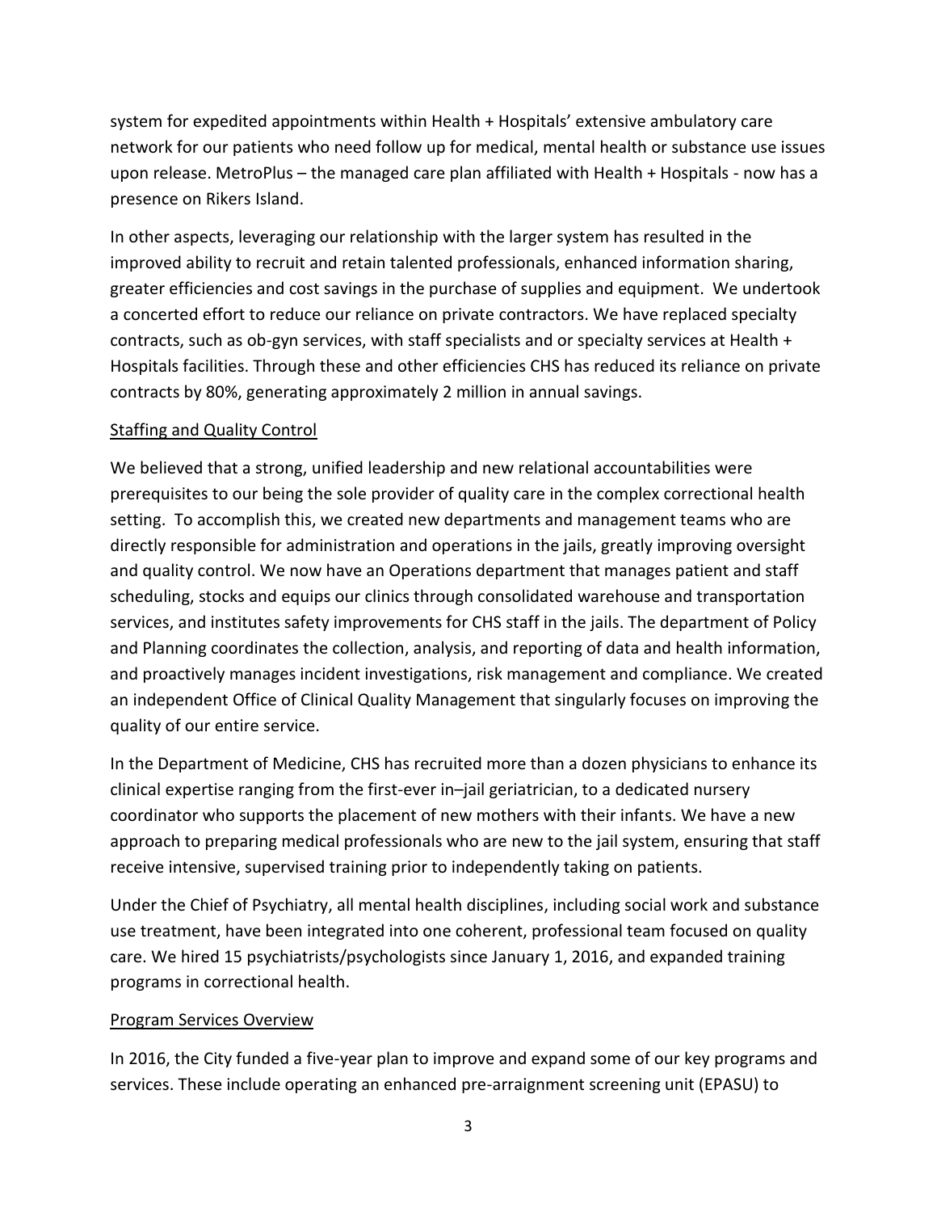system for expedited appointments within Health + Hospitals' extensive ambulatory care network for our patients who need follow up for medical, mental health or substance use issues upon release. MetroPlus – the managed care plan affiliated with Health + Hospitals - now has a presence on Rikers Island.

In other aspects, leveraging our relationship with the larger system has resulted in the improved ability to recruit and retain talented professionals, enhanced information sharing, greater efficiencies and cost savings in the purchase of supplies and equipment. We undertook a concerted effort to reduce our reliance on private contractors. We have replaced specialty contracts, such as ob-gyn services, with staff specialists and or specialty services at Health + Hospitals facilities. Through these and other efficiencies CHS has reduced its reliance on private contracts by 80%, generating approximately 2 million in annual savings.

<u>Staffing and Quality Control</u>

We believed that a strong, unified leadership and new relational accountabilities were prerequisites to our being the sole provider of quality care in the complex correctional health setting. To accomplish this, we created new departments and management teams who are directly responsible for administration and operations in the jails, greatly improving oversight and quality control. We now have an Operations department that manages patient and staff scheduling, stocks and equips our clinics through consolidated warehouse and transportation services, and institutes safety improvements for CHS staff in the jails. The department of Policy and Planning coordinates the collection, analysis, and reporting of data and health information, and proactively manages incident investigations, risk management and compliance. We created an independent Office of Clinical Quality Management that singularly focuses on improving the quality of our entire service.

In the Department of Medicine, CHS has recruited more than a dozen physicians to enhance its clinical expertise ranging from the first-ever in–jail geriatrician, to a dedicated nursery coordinator who supports the placement of new mothers with their infants. We have a new approach to preparing medical professionals who are new to the jail system, ensuring that staff receive intensive, supervised training prior to independently taking on patients.

Under the Chief of Psychiatry, all mental health disciplines, including social work and substance use treatment, have been integrated into one coherent, professional team focused on quality care. We hired 15 psychiatrists/psychologists since January 1, 2016, and expanded training programs in correctional health.

<u>Program Services Overview</u>

In 2016, the City funded a five-year plan to improve and expand some of our key programs and services. These include operating an enhanced pre-arraignment screening unit (EPASU) to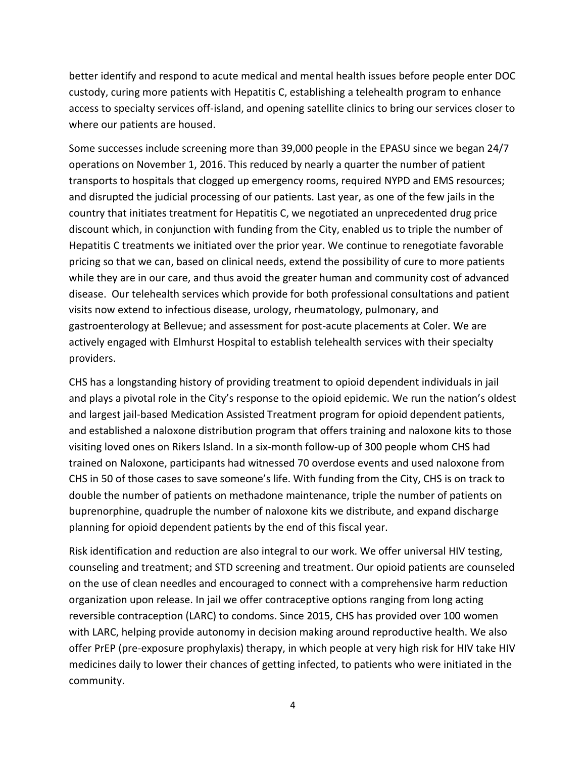better identify and respond to acute medical and mental health issues before people enter DOC custody, curing more patients with Hepatitis C, establishing a telehealth program to enhance access to specialty services off-island, and opening satellite clinics to bring our services closer to where our patients are housed.

Some successes include screening more than 39,000 people in the EPASU since we began 24/7 operations on November 1, 2016. This reduced by nearly a quarter the number of patient transports to hospitals that clogged up emergency rooms, required NYPD and EMS resources; and disrupted the judicial processing of our patients. Last year, as one of the few jails in the country that initiates treatment for Hepatitis C, we negotiated an unprecedented drug price discount which, in conjunction with funding from the City, enabled us to triple the number of Hepatitis C treatments we initiated over the prior year. We continue to renegotiate favorable pricing so that we can, based on clinical needs, extend the possibility of cure to more patients while they are in our care, and thus avoid the greater human and community cost of advanced disease. Our telehealth services which provide for both professional consultations and patient visits now extend to infectious disease, urology, rheumatology, pulmonary, and gastroenterology at Bellevue; and assessment for post-acute placements at Coler. We are actively engaged with Elmhurst Hospital to establish telehealth services with their specialty providers.

CHS has a longstanding history of providing treatment to opioid dependent individuals in jail and plays a pivotal role in the City's response to the opioid epidemic. We run the nation's oldest and largest jail-based Medication Assisted Treatment program for opioid dependent patients, and established a naloxone distribution program that offers training and naloxone kits to those visiting loved ones on Rikers Island. In a six-month follow-up of 300 people whom CHS had trained on Naloxone, participants had witnessed 70 overdose events and used naloxone from CHS in 50 of those cases to save someone's life. With funding from the City, CHS is on track to double the number of patients on methadone maintenance, triple the number of patients on buprenorphine, quadruple the number of naloxone kits we distribute, and expand discharge planning for opioid dependent patients by the end of this fiscal year.

Risk identification and reduction are also integral to our work. We offer universal HIV testing, counseling and treatment; and STD screening and treatment. Our opioid patients are counseled on the use of clean needles and encouraged to connect with a comprehensive harm reduction organization upon release. In jail we offer contraceptive options ranging from long acting reversible contraception (LARC) to condoms. Since 2015, CHS has provided over 100 women with LARC, helping provide autonomy in decision making around reproductive health. We also offer PrEP (pre-exposure prophylaxis) therapy, in which people at very high risk for HIV take HIV medicines daily to lower their chances of getting infected, to patients who were initiated in the community.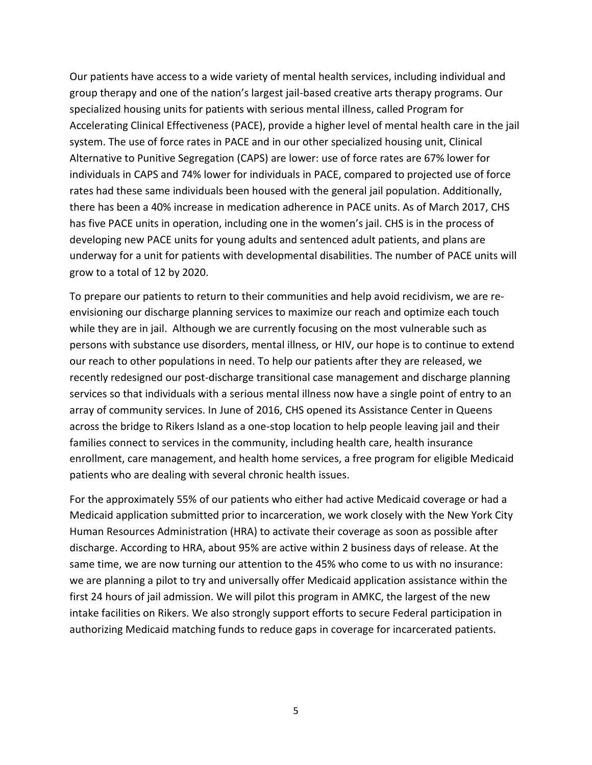Our patients have access to a wide variety of mental health services, including individual and group therapy and one of the nation's largest jail-based creative arts therapy programs. Our specialized housing units for patients with serious mental illness, called Program for Accelerating Clinical Effectiveness (PACE), provide a higher level of mental health care in the jail system. The use of force rates in PACE and in our other specialized housing unit, Clinical Alternative to Punitive Segregation (CAPS) are lower: use of force rates are 67% lower for individuals in CAPS and 74% lower for individuals in PACE, compared to projected use of force rates had these same individuals been housed with the general jail population. Additionally, there has been a 40% increase in medication adherence in PACE units. As of March 2017, CHS has five PACE units in operation, including one in the women's jail. CHS is in the process of developing new PACE units for young adults and sentenced adult patients, and plans are underway for a unit for patients with developmental disabilities. The number of PACE units will grow to a total of 12 by 2020.

To prepare our patients to return to their communities and help avoid recidivism, we are re-envisioning our discharge planning services to maximize our reach and optimize each touch while they are in jail. Although we are currently focusing on the most vulnerable such as persons with substance use disorders, mental illness, or HIV, our hope is to continue to extend our reach to other populations in need. To help our patients after they are released, we recently redesigned our post-discharge transitional case management and discharge planning services so that individuals with a serious mental illness now have a single point of entry to an array of community services. In June of 2016, CHS opened its Assistance Center in Queens across the bridge to Rikers Island as a one-stop location to help people leaving jail and their families connect to services in the community, including health care, health insurance enrollment, care management, and health home services, a free program for eligible Medicaid patients who are dealing with several chronic health issues.

For the approximately 55% of our patients who either had active Medicaid coverage or had a Medicaid application submitted prior to incarceration, we work closely with the New York City Human Resources Administration (HRA) to activate their coverage as soon as possible after discharge. According to HRA, about 95% are active within 2 business days of release. At the same time, we are now turning our attention to the 45% who come to us with no insurance: we are planning a pilot to try and universally offer Medicaid application assistance within the first 24 hours of jail admission. We will pilot this program in AMKC, the largest of the new intake facilities on Rikers. We also strongly support efforts to secure Federal participation in authorizing Medicaid matching funds to reduce gaps in coverage for incarcerated patients.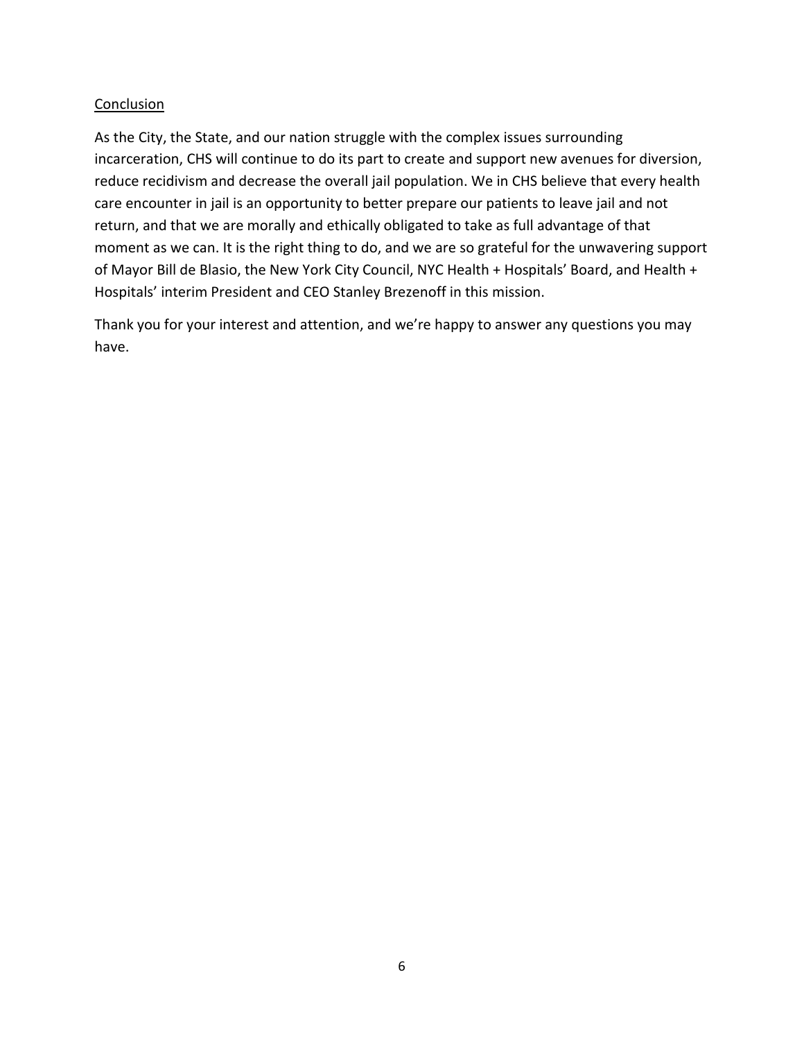## Conclusion

As the City, the State, and our nation struggle with the complex issues surrounding incarceration, CHS will continue to do its part to create and support new avenues for diversion, reduce recidivism and decrease the overall jail population. We in CHS believe that every health care encounter in jail is an opportunity to better prepare our patients to leave jail and not return, and that we are morally and ethically obligated to take as full advantage of that moment as we can. It is the right thing to do, and we are so grateful for the unwavering support of Mayor Bill de Blasio, the New York City Council, NYC Health + Hospitals' Board, and Health + Hospitals' interim President and CEO Stanley Brezenoff in this mission.

Thank you for your interest and attention, and we're happy to answer any questions you may have.